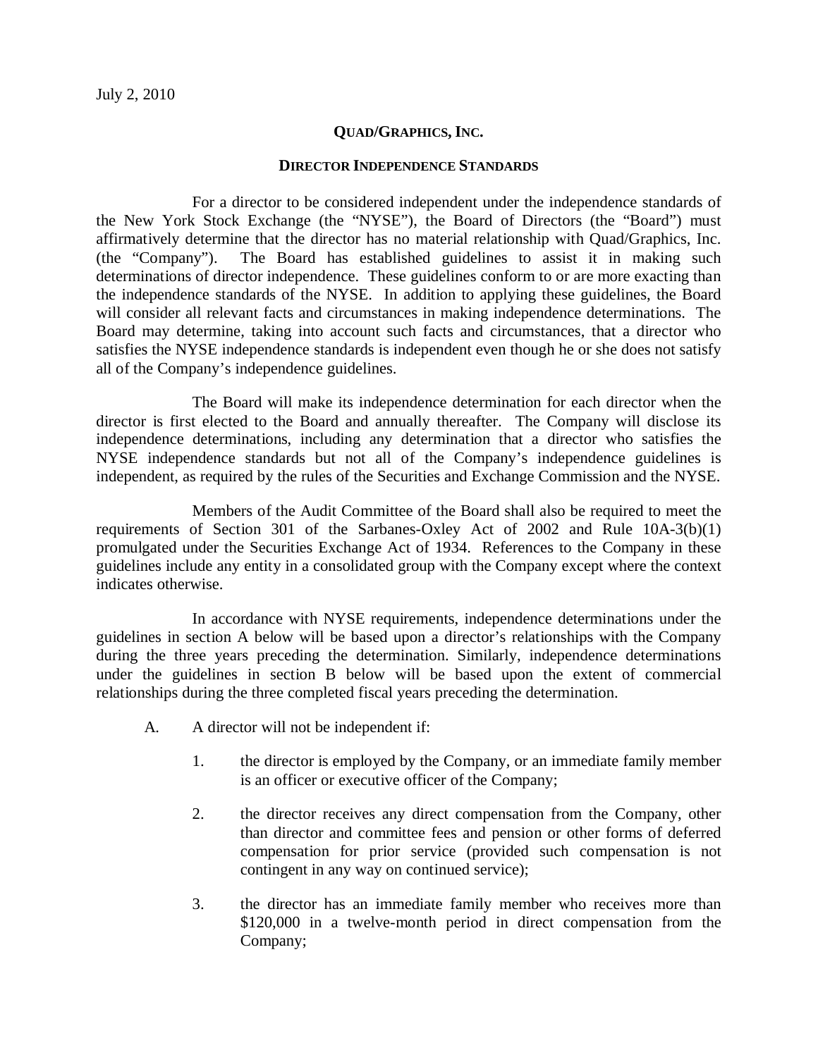July 2, 2010

# QUAD/GRAPHICS, INC.

## DIRECTOR INDEPENDENCE STANDARDS

For a director to be considered independent under the independence standards of the New York Stock Exchange (the "NYSE"), the Board of Directors (the "Board") must affirmatively determine that the director has no material relationship with Quad/Graphics, Inc. (the "Company"). The Board has established guidelines to assist it in making such determinations of director independence. These guidelines conform to or are more exacting than the independence standards of the NYSE. In addition to applying these guidelines, the Board will consider all relevant facts and circumstances in making independence determinations. The Board may determine, taking into account such facts and circumstances, that a director who satisfies the NYSE independence standards is independent even though he or she does not satisfy all of the Company's independence guidelines.

The Board will make its independence determination for each director when the director is first elected to the Board and annually thereafter. The Company will disclose its independence determinations, including any determination that a director who satisfies the NYSE independence standards but not all of the Company's independence guidelines is independent, as required by the rules of the Securities and Exchange Commission and the NYSE.

Members of the Audit Committee of the Board shall also be required to meet the requirements of Section 301 of the Sarbanes-Oxley Act of 2002 and Rule 10A-3(b)(1) promulgated under the Securities Exchange Act of 1934. References to the Company in these guidelines include any entity in a consolidated group with the Company except where the context indicates otherwise.

In accordance with NYSE requirements, independence determinations under the guidelines in section A below will be based upon a director's relationships with the Company during the three years preceding the determination. Similarly, independence determinations under the guidelines in section B below will be based upon the extent of commercial relationships during the three completed fiscal years preceding the determination.

A. A director will not be independent if:

1. the director is employed by the Company, or an immediate family member is an officer or executive officer of the Company;

2. the director receives any direct compensation from the Company, other than director and committee fees and pension or other forms of deferred compensation for prior service (provided such compensation is not contingent in any way on continued service);

3. the director has an immediate family member who receives more than $120,000 in a twelve-month period in direct compensation from the Company;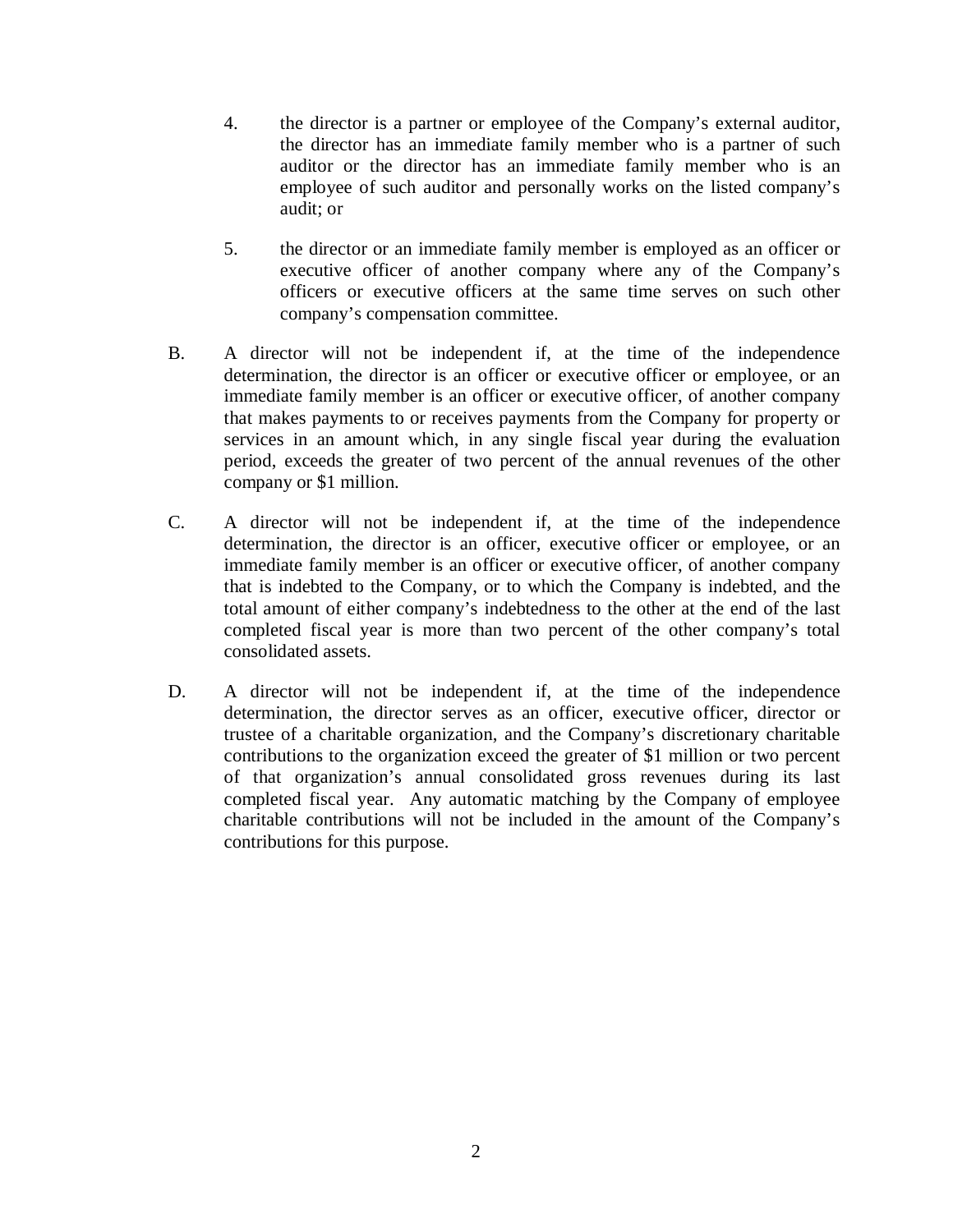4. the director is a partner or employee of the Company's external auditor, the director has an immediate family member who is a partner of such auditor or the director has an immediate family member who is an employee of such auditor and personally works on the listed company's audit; or

5. the director or an immediate family member is employed as an officer or executive officer of another company where any of the Company's officers or executive officers at the same time serves on such other company's compensation committee.

B. A director will not be independent if, at the time of the independence determination, the director is an officer or executive officer or employee, or an immediate family member is an officer or executive officer, of another company that makes payments to or receives payments from the Company for property or services in an amount which, in any single fiscal year during the evaluation period, exceeds the greater of two percent of the annual revenues of the other company or $1 million.

C. A director will not be independent if, at the time of the independence determination, the director is an officer, executive officer or employee, or an immediate family member is an officer or executive officer, of another company that is indebted to the Company, or to which the Company is indebted, and the total amount of either company's indebtedness to the other at the end of the last completed fiscal year is more than two percent of the other company's total consolidated assets.

D. A director will not be independent if, at the time of the independence determination, the director serves as an officer, executive officer, director or trustee of a charitable organization, and the Company's discretionary charitable contributions to the organization exceed the greater of $1 million or two percent of that organization's annual consolidated gross revenues during its last completed fiscal year. Any automatic matching by the Company of employee charitable contributions will not be included in the amount of the Company's contributions for this purpose.